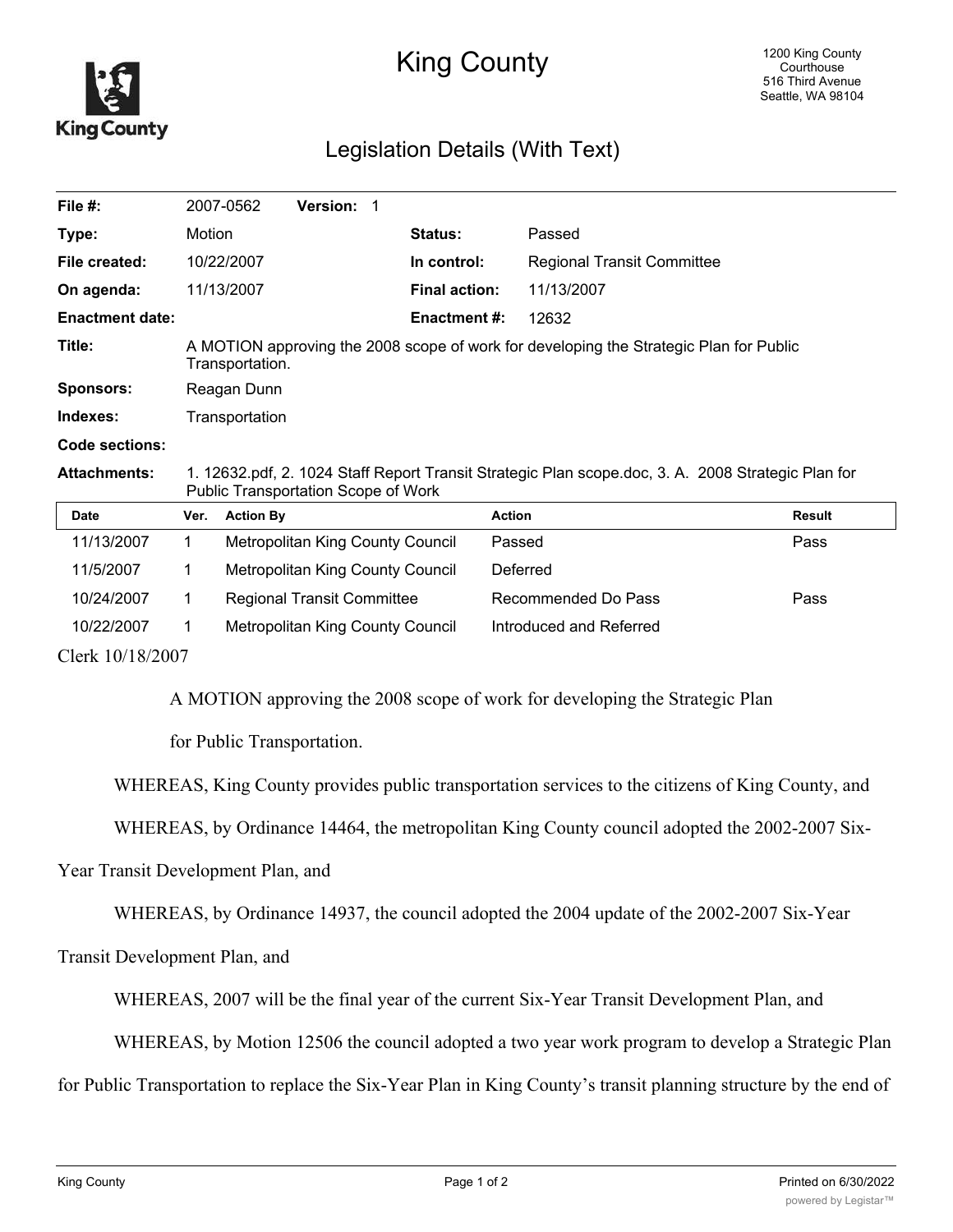# King County

1200 King County Courthouse
516 Third Avenue
Seattle, WA 98104

## Legislation Details (With Text)

| | | | |
|---|---|---|---|
| **File #:** | 2007-0562 **Version:** 1 | | |
| **Type:** | Motion | **Status:** | Passed |
| **File created:** | 10/22/2007 | **In control:** | Regional Transit Committee |
| **On agenda:** | 11/13/2007 | **Final action:** | 11/13/2007 |
| **Enactment date:** | | **Enactment #:** | 12632 |

**Title:** A MOTION approving the 2008 scope of work for developing the Strategic Plan for Public Transportation.

**Sponsors:** Reagan Dunn

**Indexes:** Transportation

**Code sections:**

**Attachments:** 1. 12632.pdf, 2. 1024 Staff Report Transit Strategic Plan scope.doc, 3. A. 2008 Strategic Plan for Public Transportation Scope of Work

| Date | Ver. | Action By | Action | Result |
|---|---|---|---|---|
| 11/13/2007 | 1 | Metropolitan King County Council | Passed | Pass |
| 11/5/2007 | 1 | Metropolitan King County Council | Deferred | |
| 10/24/2007 | 1 | Regional Transit Committee | Recommended Do Pass | Pass |
| 10/22/2007 | 1 | Metropolitan King County Council | Introduced and Referred | |

Clerk 10/18/2007

A MOTION approving the 2008 scope of work for developing the Strategic Plan for Public Transportation.

WHEREAS, King County provides public transportation services to the citizens of King County, and

WHEREAS, by Ordinance 14464, the metropolitan King County council adopted the 2002-2007 Six-Year Transit Development Plan, and

WHEREAS, by Ordinance 14937, the council adopted the 2004 update of the 2002-2007 Six-Year Transit Development Plan, and

WHEREAS, 2007 will be the final year of the current Six-Year Transit Development Plan, and

WHEREAS, by Motion 12506 the council adopted a two year work program to develop a Strategic Plan for Public Transportation to replace the Six-Year Plan in King County's transit planning structure by the end of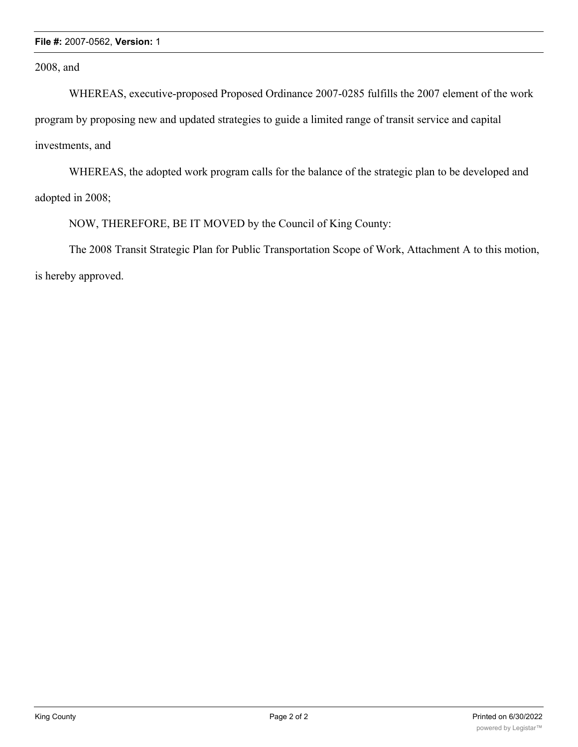2008, and

WHEREAS, executive-proposed Proposed Ordinance 2007-0285 fulfills the 2007 element of the work program by proposing new and updated strategies to guide a limited range of transit service and capital investments, and

WHEREAS, the adopted work program calls for the balance of the strategic plan to be developed and adopted in 2008;

NOW, THEREFORE, BE IT MOVED by the Council of King County:

The 2008 Transit Strategic Plan for Public Transportation Scope of Work, Attachment A to this motion, is hereby approved.